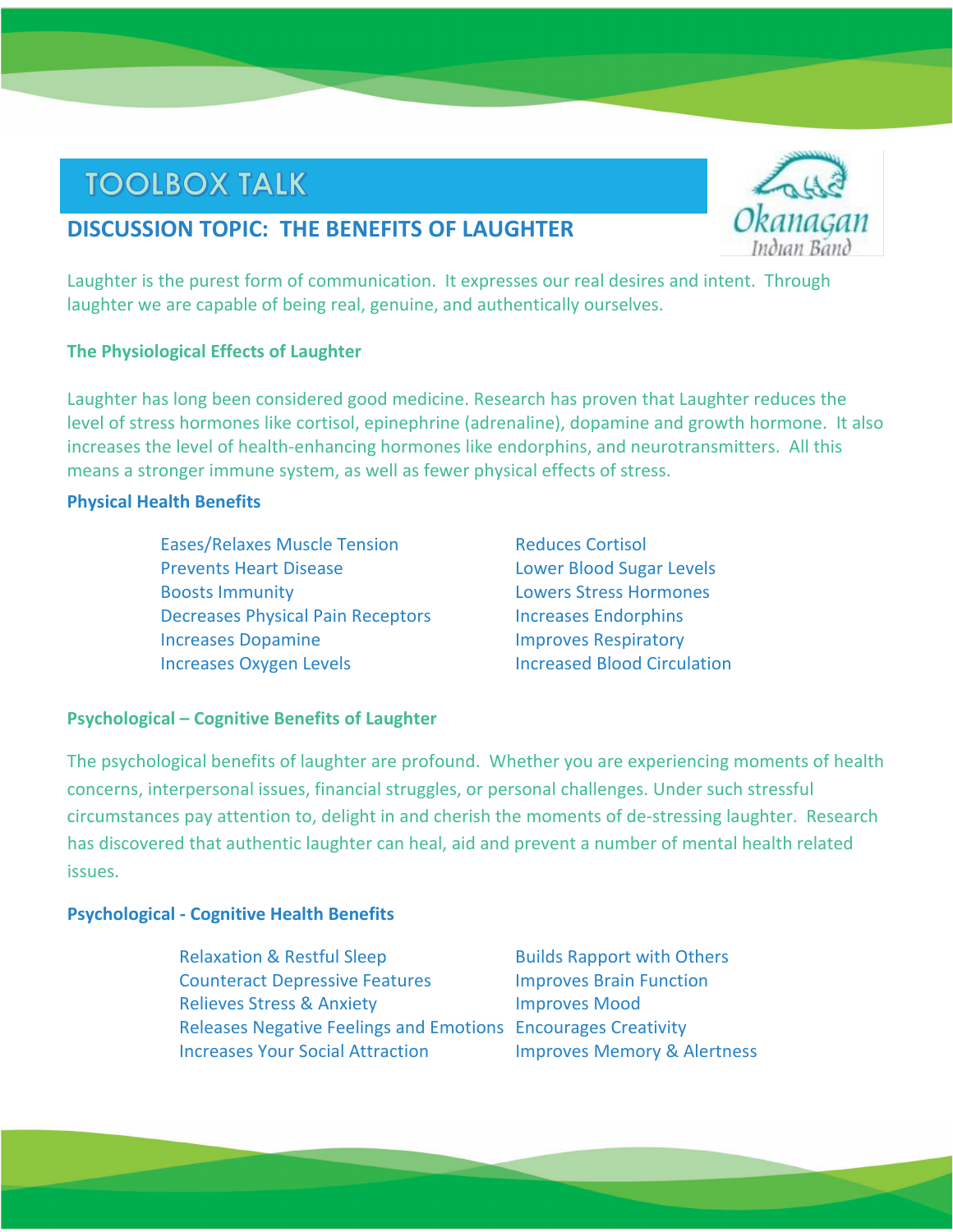# TOOLBOX TALK

## DISCUSSION TOPIC: THE BENEFITS OF LAUGHTER

Okanagan Indian Band

Laughter is the purest form of communication. It expresses our real desires and intent. Through laughter we are capable of being real, genuine, and authentically ourselves.

### The Physiological Effects of Laughter

Laughter has long been considered good medicine. Research has proven that Laughter reduces the level of stress hormones like cortisol, epinephrine (adrenaline), dopamine and growth hormone. It also increases the level of health-enhancing hormones like endorphins, and neurotransmitters. All this means a stronger immune system, as well as fewer physical effects of stress.

### Physical Health Benefits

- Eases/Relaxes Muscle Tension
- Prevents Heart Disease
- Boosts Immunity
- Decreases Physical Pain Receptors
- Increases Dopamine
- Increases Oxygen Levels
- Reduces Cortisol
- Lower Blood Sugar Levels
- Lowers Stress Hormones
- Increases Endorphins
- Improves Respiratory
- Increased Blood Circulation

### Psychological – Cognitive Benefits of Laughter

The psychological benefits of laughter are profound. Whether you are experiencing moments of health concerns, interpersonal issues, financial struggles, or personal challenges. Under such stressful circumstances pay attention to, delight in and cherish the moments of de-stressing laughter. Research has discovered that authentic laughter can heal, aid and prevent a number of mental health related issues.

### Psychological - Cognitive Health Benefits

- Relaxation & Restful Sleep
- Counteract Depressive Features
- Relieves Stress & Anxiety
- Releases Negative Feelings and Emotions
- Increases Your Social Attraction
- Builds Rapport with Others
- Improves Brain Function
- Improves Mood
- Encourages Creativity
- Improves Memory & Alertness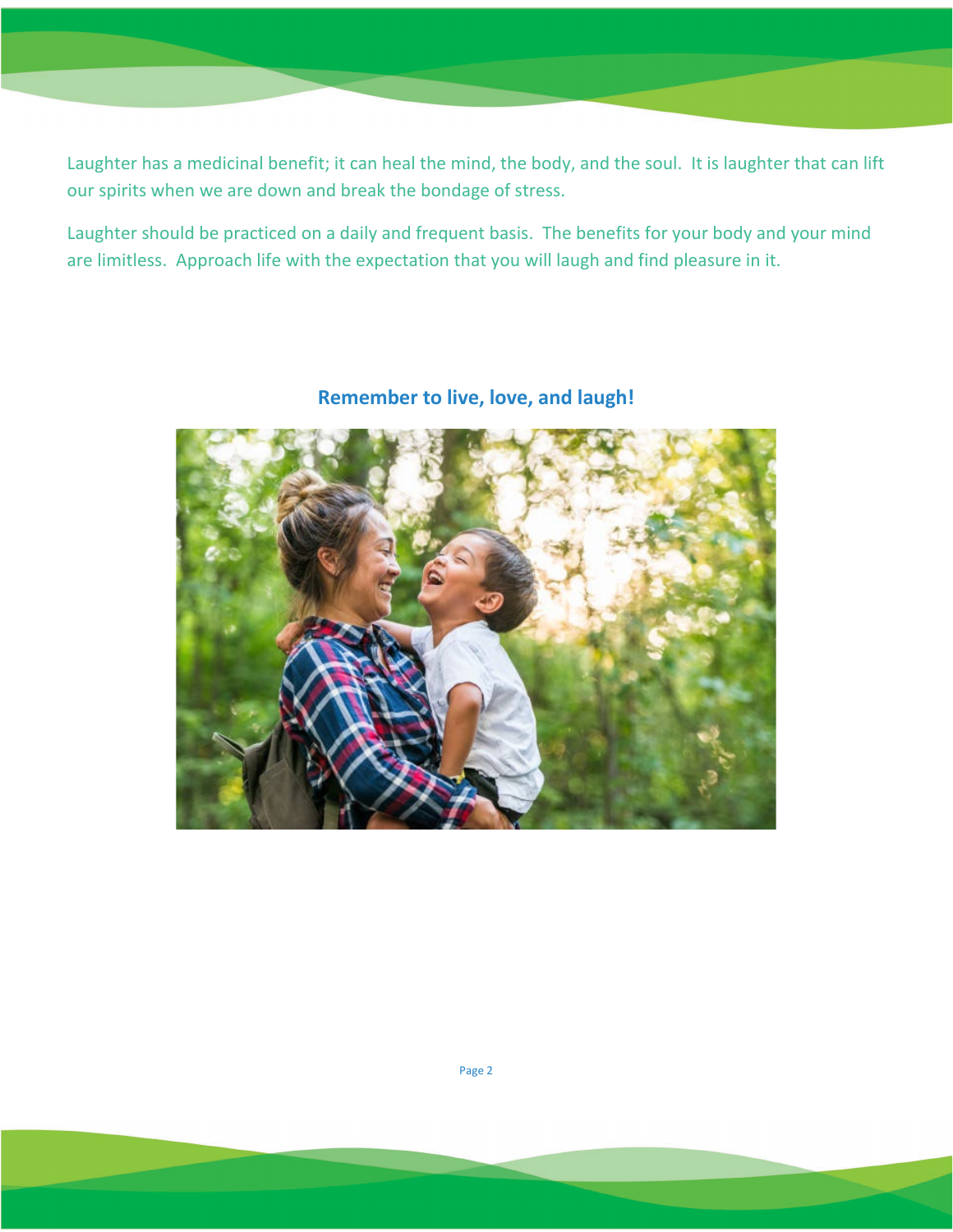Laughter has a medicinal benefit; it can heal the mind, the body, and the soul. It is laughter that can lift our spirits when we are down and break the bondage of stress.

Laughter should be practiced on a daily and frequent basis. The benefits for your body and your mind are limitless. Approach life with the expectation that you will laugh and find pleasure in it.

**Remember to live, love, and laugh!**